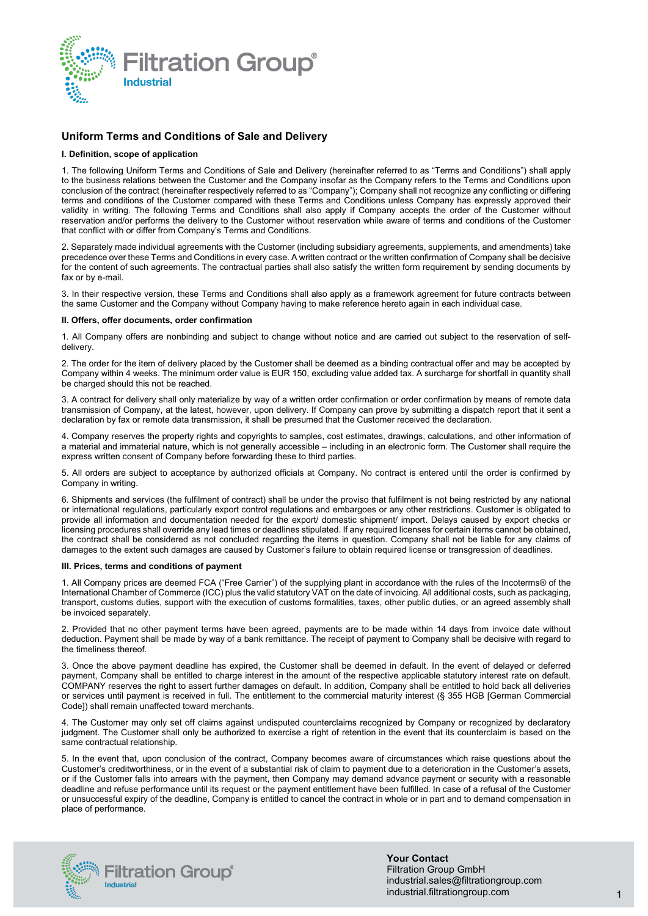# Uniform Terms and Conditions of Sale and Delivery

### I. Definition, scope of application

1. The following Uniform Terms and Conditions of Sale and Delivery (hereinafter referred to as "Terms and Conditions") shall apply to the business relations between the Customer and the Company insofar as the Company refers to the Terms and Conditions upon conclusion of the contract (hereinafter respectively referred to as "Company"); Company shall not recognize any conflicting or differing terms and conditions of the Customer compared with these Terms and Conditions unless Company has expressly approved their validity in writing. The following Terms and Conditions shall also apply if Company accepts the order of the Customer without reservation and/or performs the delivery to the Customer without reservation while aware of terms and conditions of the Customer that conflict with or differ from Company's Terms and Conditions.

2. Separately made individual agreements with the Customer (including subsidiary agreements, supplements, and amendments) take precedence over these Terms and Conditions in every case. A written contract or the written confirmation of Company shall be decisive for the content of such agreements. The contractual parties shall also satisfy the written form requirement by sending documents by fax or by e-mail.

3. In their respective version, these Terms and Conditions shall also apply as a framework agreement for future contracts between the same Customer and the Company without Company having to make reference hereto again in each individual case.

### II. Offers, offer documents, order confirmation

1. All Company offers are nonbinding and subject to change without notice and are carried out subject to the reservation of self-delivery.

2. The order for the item of delivery placed by the Customer shall be deemed as a binding contractual offer and may be accepted by Company within 4 weeks. The minimum order value is EUR 150, excluding value added tax. A surcharge for shortfall in quantity shall be charged should this not be reached.

3. A contract for delivery shall only materialize by way of a written order confirmation or order confirmation by means of remote data transmission of Company, at the latest, however, upon delivery. If Company can prove by submitting a dispatch report that it sent a declaration by fax or remote data transmission, it shall be presumed that the Customer received the declaration.

4. Company reserves the property rights and copyrights to samples, cost estimates, drawings, calculations, and other information of a material and immaterial nature, which is not generally accessible – including in an electronic form. The Customer shall require the express written consent of Company before forwarding these to third parties.

5. All orders are subject to acceptance by authorized officials at Company. No contract is entered until the order is confirmed by Company in writing.

6. Shipments and services (the fulfilment of contract) shall be under the proviso that fulfilment is not being restricted by any national or international regulations, particularly export control regulations and embargoes or any other restrictions. Customer is obligated to provide all information and documentation needed for the export/ domestic shipment/ import. Delays caused by export checks or licensing procedures shall override any lead times or deadlines stipulated. If any required licenses for certain items cannot be obtained, the contract shall be considered as not concluded regarding the items in question. Company shall not be liable for any claims of damages to the extent such damages are caused by Customer's failure to obtain required license or transgression of deadlines.

### III. Prices, terms and conditions of payment

1. All Company prices are deemed FCA ("Free Carrier") of the supplying plant in accordance with the rules of the Incoterms® of the International Chamber of Commerce (ICC) plus the valid statutory VAT on the date of invoicing. All additional costs, such as packaging, transport, customs duties, support with the execution of customs formalities, taxes, other public duties, or an agreed assembly shall be invoiced separately.

2. Provided that no other payment terms have been agreed, payments are to be made within 14 days from invoice date without deduction. Payment shall be made by way of a bank remittance. The receipt of payment to Company shall be decisive with regard to the timeliness thereof.

3. Once the above payment deadline has expired, the Customer shall be deemed in default. In the event of delayed or deferred payment, Company shall be entitled to charge interest in the amount of the respective applicable statutory interest rate on default. COMPANY reserves the right to assert further damages on default. In addition, Company shall be entitled to hold back all deliveries or services until payment is received in full. The entitlement to the commercial maturity interest (§ 355 HGB [German Commercial Code]) shall remain unaffected toward merchants.

4. The Customer may only set off claims against undisputed counterclaims recognized by Company or recognized by declaratory judgment. The Customer shall only be authorized to exercise a right of retention in the event that its counterclaim is based on the same contractual relationship.

5. In the event that, upon conclusion of the contract, Company becomes aware of circumstances which raise questions about the Customer's creditworthiness, or in the event of a substantial risk of claim to payment due to a deterioration in the Customer's assets, or if the Customer falls into arrears with the payment, then Company may demand advance payment or security with a reasonable deadline and refuse performance until its request or the payment entitlement have been fulfilled. In case of a refusal of the Customer or unsuccessful expiry of the deadline, Company is entitled to cancel the contract in whole or in part and to demand compensation in place of performance.

**Your Contact**
Filtration Group GmbH
industrial.sales@filtrationgroup.com
industrial.filtrationgroup.com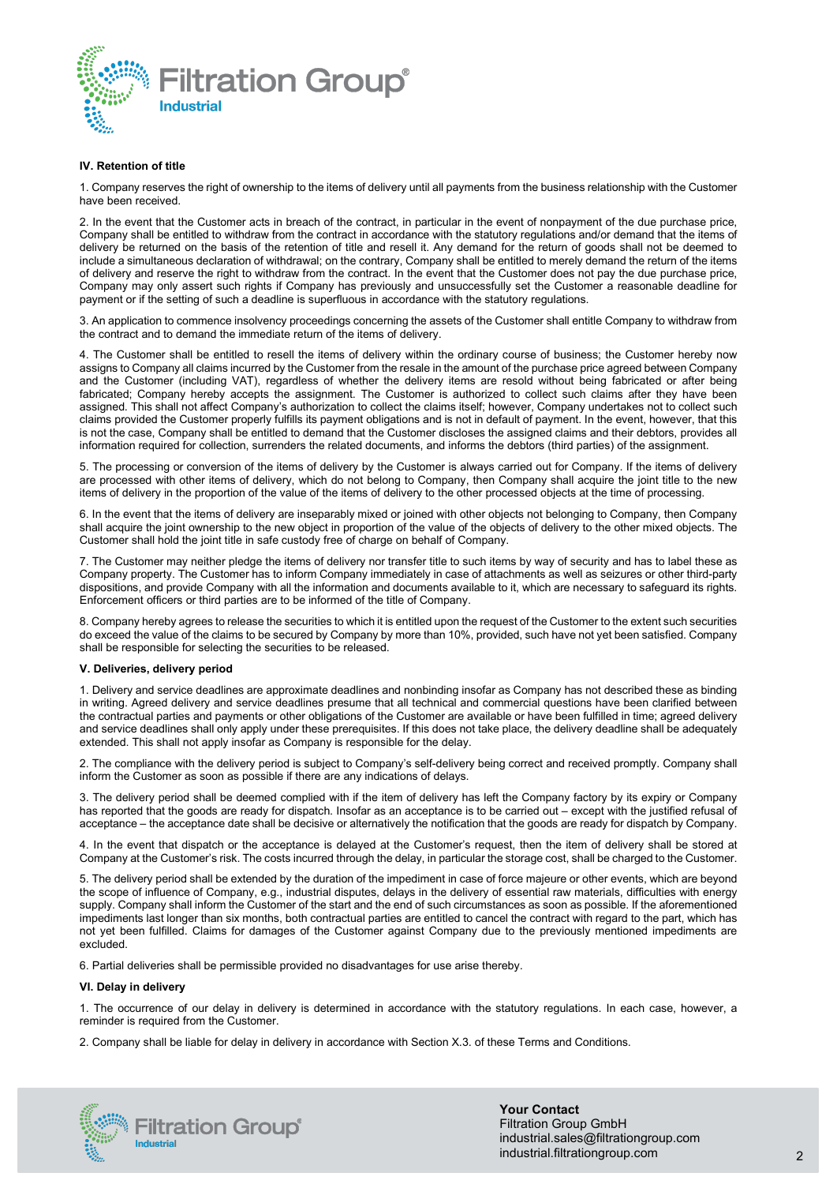### IV. Retention of title

1. Company reserves the right of ownership to the items of delivery until all payments from the business relationship with the Customer have been received.

2. In the event that the Customer acts in breach of the contract, in particular in the event of nonpayment of the due purchase price, Company shall be entitled to withdraw from the contract in accordance with the statutory regulations and/or demand that the items of delivery be returned on the basis of the retention of title and resell it. Any demand for the return of goods shall not be deemed to include a simultaneous declaration of withdrawal; on the contrary, Company shall be entitled to merely demand the return of the items of delivery and reserve the right to withdraw from the contract. In the event that the Customer does not pay the due purchase price, Company may only assert such rights if Company has previously and unsuccessfully set the Customer a reasonable deadline for payment or if the setting of such a deadline is superfluous in accordance with the statutory regulations.

3. An application to commence insolvency proceedings concerning the assets of the Customer shall entitle Company to withdraw from the contract and to demand the immediate return of the items of delivery.

4. The Customer shall be entitled to resell the items of delivery within the ordinary course of business; the Customer hereby now assigns to Company all claims incurred by the Customer from the resale in the amount of the purchase price agreed between Company and the Customer (including VAT), regardless of whether the delivery items are resold without being fabricated or after being fabricated; Company hereby accepts the assignment. The Customer is authorized to collect such claims after they have been assigned. This shall not affect Company's authorization to collect the claims itself; however, Company undertakes not to collect such claims provided the Customer properly fulfills its payment obligations and is not in default of payment. In the event, however, that this is not the case, Company shall be entitled to demand that the Customer discloses the assigned claims and their debtors, provides all information required for collection, surrenders the related documents, and informs the debtors (third parties) of the assignment.

5. The processing or conversion of the items of delivery by the Customer is always carried out for Company. If the items of delivery are processed with other items of delivery, which do not belong to Company, then Company shall acquire the joint title to the new items of delivery in the proportion of the value of the items of delivery to the other processed objects at the time of processing.

6. In the event that the items of delivery are inseparably mixed or joined with other objects not belonging to Company, then Company shall acquire the joint ownership to the new object in proportion of the value of the objects of delivery to the other mixed objects. The Customer shall hold the joint title in safe custody free of charge on behalf of Company.

7. The Customer may neither pledge the items of delivery nor transfer title to such items by way of security and has to label these as Company property. The Customer has to inform Company immediately in case of attachments as well as seizures or other third-party dispositions, and provide Company with all the information and documents available to it, which are necessary to safeguard its rights. Enforcement officers or third parties are to be informed of the title of Company.

8. Company hereby agrees to release the securities to which it is entitled upon the request of the Customer to the extent such securities do exceed the value of the claims to be secured by Company by more than 10%, provided, such have not yet been satisfied. Company shall be responsible for selecting the securities to be released.

### V. Deliveries, delivery period

1. Delivery and service deadlines are approximate deadlines and nonbinding insofar as Company has not described these as binding in writing. Agreed delivery and service deadlines presume that all technical and commercial questions have been clarified between the contractual parties and payments or other obligations of the Customer are available or have been fulfilled in time; agreed delivery and service deadlines shall only apply under these prerequisites. If this does not take place, the delivery deadline shall be adequately extended. This shall not apply insofar as Company is responsible for the delay.

2. The compliance with the delivery period is subject to Company's self-delivery being correct and received promptly. Company shall inform the Customer as soon as possible if there are any indications of delays.

3. The delivery period shall be deemed complied with if the item of delivery has left the Company factory by its expiry or Company has reported that the goods are ready for dispatch. Insofar as an acceptance is to be carried out – except with the justified refusal of acceptance – the acceptance date shall be decisive or alternatively the notification that the goods are ready for dispatch by Company.

4. In the event that dispatch or the acceptance is delayed at the Customer's request, then the item of delivery shall be stored at Company at the Customer's risk. The costs incurred through the delay, in particular the storage cost, shall be charged to the Customer.

5. The delivery period shall be extended by the duration of the impediment in case of force majeure or other events, which are beyond the scope of influence of Company, e.g., industrial disputes, delays in the delivery of essential raw materials, difficulties with energy supply. Company shall inform the Customer of the start and the end of such circumstances as soon as possible. If the aforementioned impediments last longer than six months, both contractual parties are entitled to cancel the contract with regard to the part, which has not yet been fulfilled. Claims for damages of the Customer against Company due to the previously mentioned impediments are excluded.

6. Partial deliveries shall be permissible provided no disadvantages for use arise thereby.

### VI. Delay in delivery

1. The occurrence of our delay in delivery is determined in accordance with the statutory regulations. In each case, however, a reminder is required from the Customer.

2. Company shall be liable for delay in delivery in accordance with Section X.3. of these Terms and Conditions.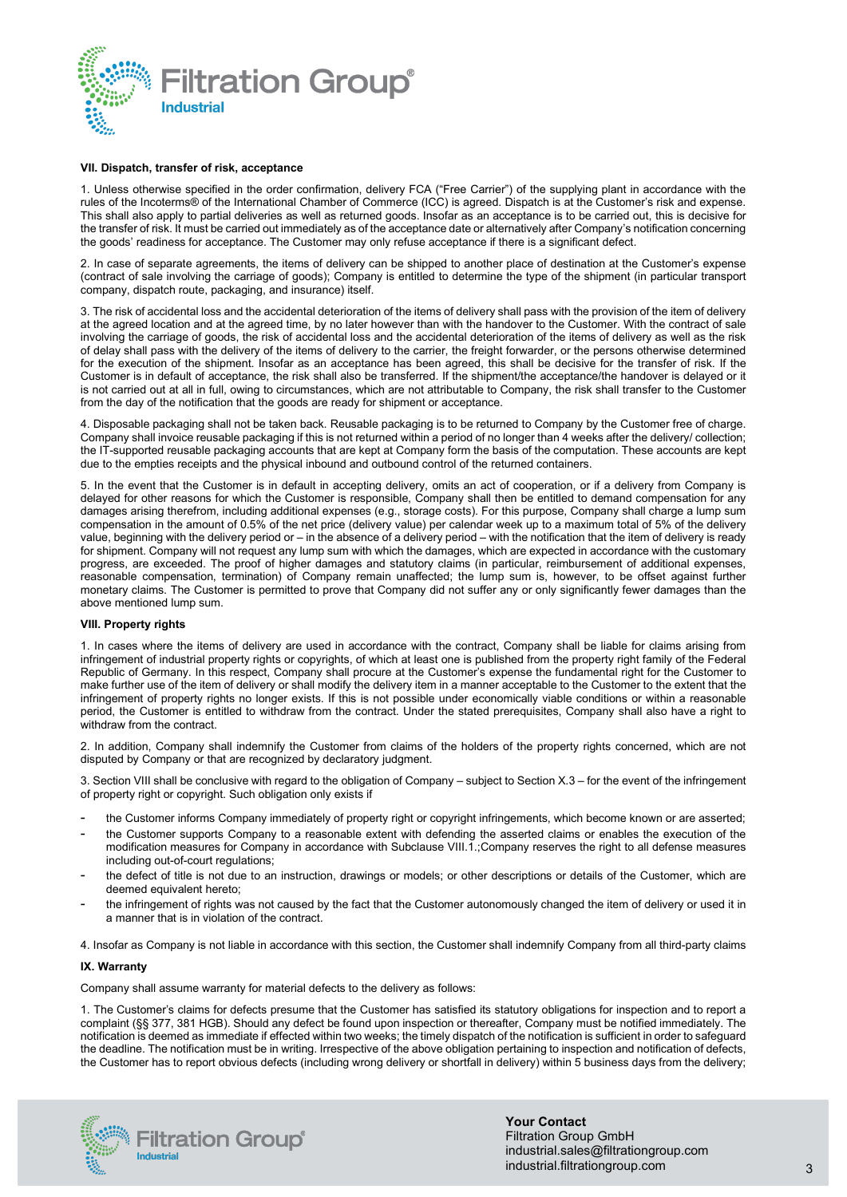## VII. Dispatch, transfer of risk, acceptance

1. Unless otherwise specified in the order confirmation, delivery FCA ("Free Carrier") of the supplying plant in accordance with the rules of the Incoterms® of the International Chamber of Commerce (ICC) is agreed. Dispatch is at the Customer's risk and expense. This shall also apply to partial deliveries as well as returned goods. Insofar as an acceptance is to be carried out, this is decisive for the transfer of risk. It must be carried out immediately as of the acceptance date or alternatively after Company's notification concerning the goods' readiness for acceptance. The Customer may only refuse acceptance if there is a significant defect.

2. In case of separate agreements, the items of delivery can be shipped to another place of destination at the Customer's expense (contract of sale involving the carriage of goods); Company is entitled to determine the type of the shipment (in particular transport company, dispatch route, packaging, and insurance) itself.

3. The risk of accidental loss and the accidental deterioration of the items of delivery shall pass with the provision of the item of delivery at the agreed location and at the agreed time, by no later however than with the handover to the Customer. With the contract of sale involving the carriage of goods, the risk of accidental loss and the accidental deterioration of the items of delivery as well as the risk of delay shall pass with the delivery of the items of delivery to the carrier, the freight forwarder, or the persons otherwise determined for the execution of the shipment. Insofar as an acceptance has been agreed, this shall be decisive for the transfer of risk. If the Customer is in default of acceptance, the risk shall also be transferred. If the shipment/the acceptance/the handover is delayed or it is not carried out at all in full, owing to circumstances, which are not attributable to Company, the risk shall transfer to the Customer from the day of the notification that the goods are ready for shipment or acceptance.

4. Disposable packaging shall not be taken back. Reusable packaging is to be returned to Company by the Customer free of charge. Company shall invoice reusable packaging if this is not returned within a period of no longer than 4 weeks after the delivery/ collection; the IT-supported reusable packaging accounts that are kept at Company form the basis of the computation. These accounts are kept due to the empties receipts and the physical inbound and outbound control of the returned containers.

5. In the event that the Customer is in default in accepting delivery, omits an act of cooperation, or if a delivery from Company is delayed for other reasons for which the Customer is responsible, Company shall then be entitled to demand compensation for any damages arising therefrom, including additional expenses (e.g., storage costs). For this purpose, Company shall charge a lump sum compensation in the amount of 0.5% of the net price (delivery value) per calendar week up to a maximum total of 5% of the delivery value, beginning with the delivery period or – in the absence of a delivery period – with the notification that the item of delivery is ready for shipment. Company will not request any lump sum with which the damages, which are expected in accordance with the customary progress, are exceeded. The proof of higher damages and statutory claims (in particular, reimbursement of additional expenses, reasonable compensation, termination) of Company remain unaffected; the lump sum is, however, to be offset against further monetary claims. The Customer is permitted to prove that Company did not suffer any or only significantly fewer damages than the above mentioned lump sum.

## VIII. Property rights

1. In cases where the items of delivery are used in accordance with the contract, Company shall be liable for claims arising from infringement of industrial property rights or copyrights, of which at least one is published from the property right family of the Federal Republic of Germany. In this respect, Company shall procure at the Customer's expense the fundamental right for the Customer to make further use of the item of delivery or shall modify the delivery item in a manner acceptable to the Customer to the extent that the infringement of property rights no longer exists. If this is not possible under economically viable conditions or within a reasonable period, the Customer is entitled to withdraw from the contract. Under the stated prerequisites, Company shall also have a right to withdraw from the contract.

2. In addition, Company shall indemnify the Customer from claims of the holders of the property rights concerned, which are not disputed by Company or that are recognized by declaratory judgment.

3. Section VIII shall be conclusive with regard to the obligation of Company – subject to Section X.3 – for the event of the infringement of property right or copyright. Such obligation only exists if

- the Customer informs Company immediately of property right or copyright infringements, which become known or are asserted;
- the Customer supports Company to a reasonable extent with defending the asserted claims or enables the execution of the modification measures for Company in accordance with Subclause VIII.1.;Company reserves the right to all defense measures including out-of-court regulations;
- the defect of title is not due to an instruction, drawings or models; or other descriptions or details of the Customer, which are deemed equivalent hereto;
- the infringement of rights was not caused by the fact that the Customer autonomously changed the item of delivery or used it in a manner that is in violation of the contract.

4. Insofar as Company is not liable in accordance with this section, the Customer shall indemnify Company from all third-party claims

## IX. Warranty

Company shall assume warranty for material defects to the delivery as follows:

1. The Customer's claims for defects presume that the Customer has satisfied its statutory obligations for inspection and to report a complaint (§§ 377, 381 HGB). Should any defect be found upon inspection or thereafter, Company must be notified immediately. The notification is deemed as immediate if effected within two weeks; the timely dispatch of the notification is sufficient in order to safeguard the deadline. The notification must be in writing. Irrespective of the above obligation pertaining to inspection and notification of defects, the Customer has to report obvious defects (including wrong delivery or shortfall in delivery) within 5 business days from the delivery;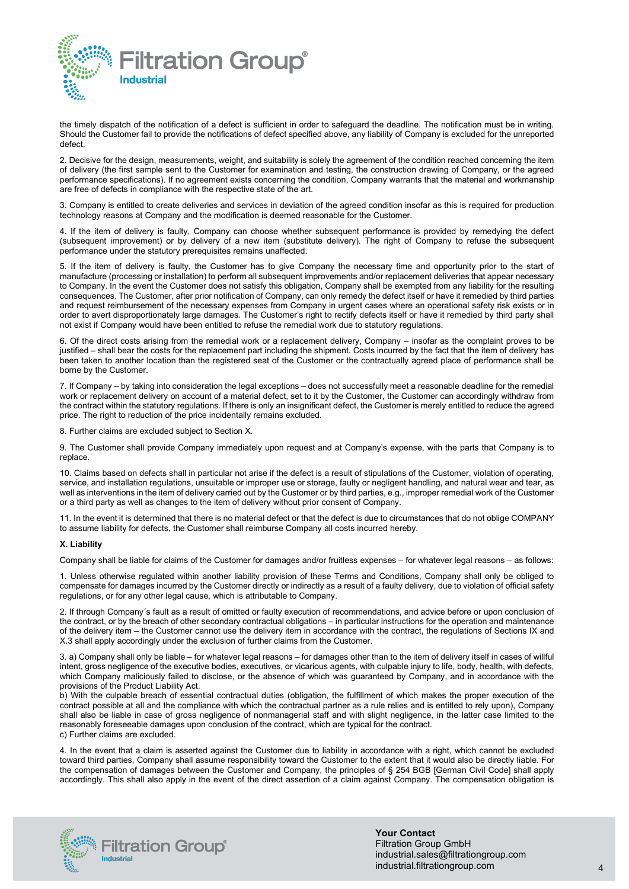the timely dispatch of the notification of a defect is sufficient in order to safeguard the deadline. The notification must be in writing. Should the Customer fail to provide the notifications of defect specified above, any liability of Company is excluded for the unreported defect.

2. Decisive for the design, measurements, weight, and suitability is solely the agreement of the condition reached concerning the item of delivery (the first sample sent to the Customer for examination and testing, the construction drawing of Company, or the agreed performance specifications). If no agreement exists concerning the condition, Company warrants that the material and workmanship are free of defects in compliance with the respective state of the art.

3. Company is entitled to create deliveries and services in deviation of the agreed condition insofar as this is required for production technology reasons at Company and the modification is deemed reasonable for the Customer.

4. If the item of delivery is faulty, Company can choose whether subsequent performance is provided by remedying the defect (subsequent improvement) or by delivery of a new item (substitute delivery). The right of Company to refuse the subsequent performance under the statutory prerequisites remains unaffected.

5. If the item of delivery is faulty, the Customer has to give Company the necessary time and opportunity prior to the start of manufacture (processing or installation) to perform all subsequent improvements and/or replacement deliveries that appear necessary to Company. In the event the Customer does not satisfy this obligation, Company shall be exempted from any liability for the resulting consequences. The Customer, after prior notification of Company, can only remedy the defect itself or have it remedied by third parties and request reimbursement of the necessary expenses from Company in urgent cases where an operational safety risk exists or in order to avert disproportionately large damages. The Customer's right to rectify defects itself or have it remedied by third party shall not exist if Company would have been entitled to refuse the remedial work due to statutory regulations.

6. Of the direct costs arising from the remedial work or a replacement delivery, Company – insofar as the complaint proves to be justified – shall bear the costs for the replacement part including the shipment. Costs incurred by the fact that the item of delivery has been taken to another location than the registered seat of the Customer or the contractually agreed place of performance shall be borne by the Customer.

7. If Company – by taking into consideration the legal exceptions – does not successfully meet a reasonable deadline for the remedial work or replacement delivery on account of a material defect, set to it by the Customer, the Customer can accordingly withdraw from the contract within the statutory regulations. If there is only an insignificant defect, the Customer is merely entitled to reduce the agreed price. The right to reduction of the price incidentally remains excluded.

8. Further claims are excluded subject to Section X.

9. The Customer shall provide Company immediately upon request and at Company's expense, with the parts that Company is to replace.

10. Claims based on defects shall in particular not arise if the defect is a result of stipulations of the Customer, violation of operating, service, and installation regulations, unsuitable or improper use or storage, faulty or negligent handling, and natural wear and tear, as well as interventions in the item of delivery carried out by the Customer or by third parties, e.g., improper remedial work of the Customer or a third party as well as changes to the item of delivery without prior consent of Company.

11. In the event it is determined that there is no material defect or that the defect is due to circumstances that do not oblige COMPANY to assume liability for defects, the Customer shall reimburse Company all costs incurred hereby.

**X. Liability**

Company shall be liable for claims of the Customer for damages and/or fruitless expenses – for whatever legal reasons – as follows:

1. Unless otherwise regulated within another liability provision of these Terms and Conditions, Company shall only be obliged to compensate for damages incurred by the Customer directly or indirectly as a result of a faulty delivery, due to violation of official safety regulations, or for any other legal cause, which is attributable to Company.

2. If through Company´s fault as a result of omitted or faulty execution of recommendations, and advice before or upon conclusion of the contract, or by the breach of other secondary contractual obligations – in particular instructions for the operation and maintenance of the delivery item – the Customer cannot use the delivery item in accordance with the contract, the regulations of Sections IX and X.3 shall apply accordingly under the exclusion of further claims from the Customer.

3. a) Company shall only be liable – for whatever legal reasons – for damages other than to the item of delivery itself in cases of willful intent, gross negligence of the executive bodies, executives, or vicarious agents, with culpable injury to life, body, health, with defects, which Company maliciously failed to disclose, or the absence of which was guaranteed by Company, and in accordance with the provisions of the Product Liability Act.
b) With the culpable breach of essential contractual duties (obligation, the fulfillment of which makes the proper execution of the contract possible at all and the compliance with which the contractual partner as a rule relies and is entitled to rely upon), Company shall also be liable in case of gross negligence of nonmanagerial staff and with slight negligence, in the latter case limited to the reasonably foreseeable damages upon conclusion of the contract, which are typical for the contract.
c) Further claims are excluded.

4. In the event that a claim is asserted against the Customer due to liability in accordance with a right, which cannot be excluded toward third parties, Company shall assume responsibility toward the Customer to the extent that it would also be directly liable. For the compensation of damages between the Customer and Company, the principles of § 254 BGB [German Civil Code] shall apply accordingly. This shall also apply in the event of the direct assertion of a claim against Company. The compensation obligation is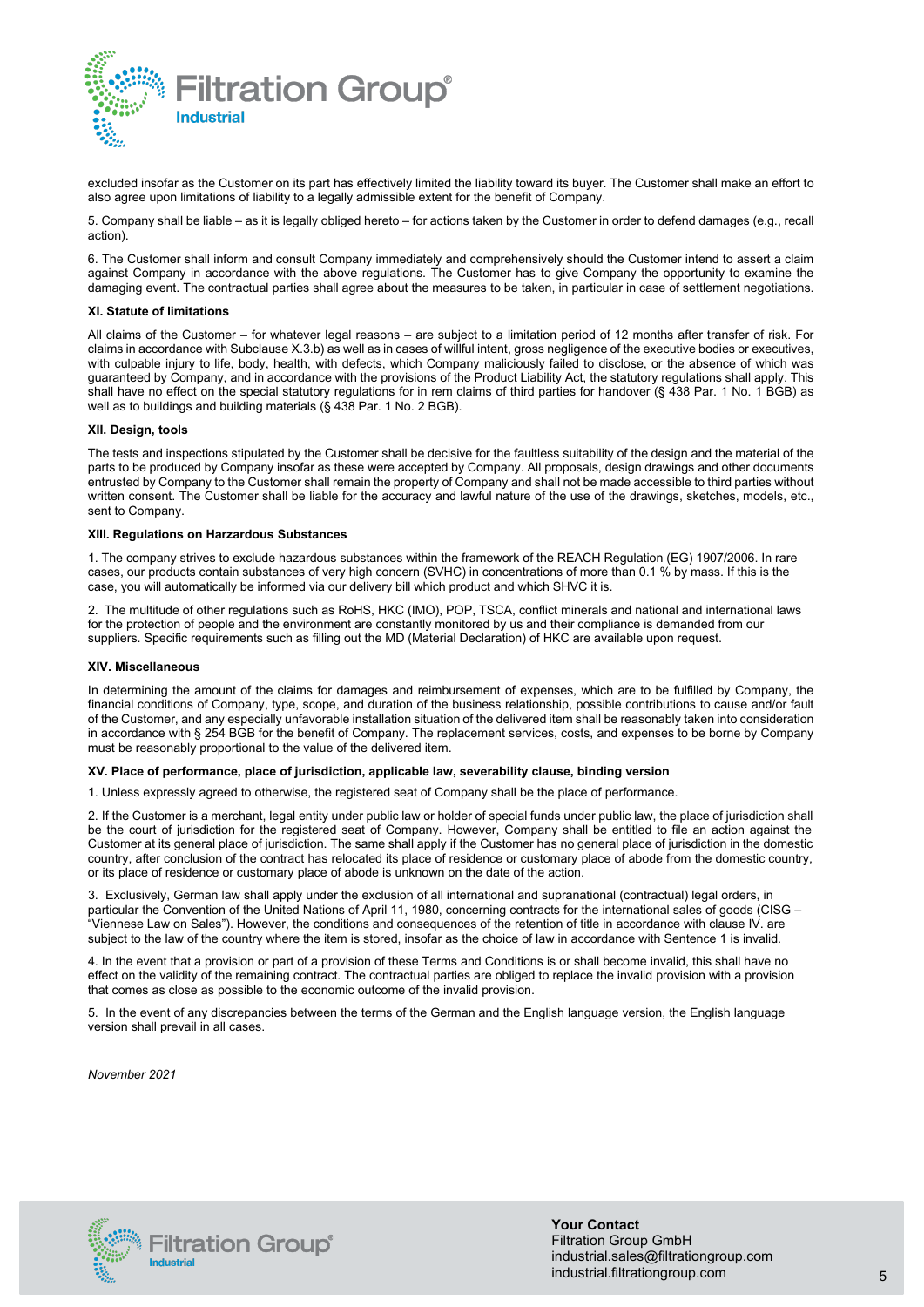excluded insofar as the Customer on its part has effectively limited the liability toward its buyer. The Customer shall make an effort to also agree upon limitations of liability to a legally admissible extent for the benefit of Company.

5. Company shall be liable – as it is legally obliged hereto – for actions taken by the Customer in order to defend damages (e.g., recall action).

6. The Customer shall inform and consult Company immediately and comprehensively should the Customer intend to assert a claim against Company in accordance with the above regulations. The Customer has to give Company the opportunity to examine the damaging event. The contractual parties shall agree about the measures to be taken, in particular in case of settlement negotiations.

**XI. Statute of limitations**

All claims of the Customer – for whatever legal reasons – are subject to a limitation period of 12 months after transfer of risk. For claims in accordance with Subclause X.3.b) as well as in cases of willful intent, gross negligence of the executive bodies or executives, with culpable injury to life, body, health, with defects, which Company maliciously failed to disclose, or the absence of which was guaranteed by Company, and in accordance with the provisions of the Product Liability Act, the statutory regulations shall apply. This shall have no effect on the special statutory regulations for in rem claims of third parties for handover (§ 438 Par. 1 No. 1 BGB) as well as to buildings and building materials (§ 438 Par. 1 No. 2 BGB).

**XII. Design, tools**

The tests and inspections stipulated by the Customer shall be decisive for the faultless suitability of the design and the material of the parts to be produced by Company insofar as these were accepted by Company. All proposals, design drawings and other documents entrusted by Company to the Customer shall remain the property of Company and shall not be made accessible to third parties without written consent. The Customer shall be liable for the accuracy and lawful nature of the use of the drawings, sketches, models, etc., sent to Company.

**XIII. Regulations on Harzardous Substances**

1. The company strives to exclude hazardous substances within the framework of the REACH Regulation (EG) 1907/2006. In rare cases, our products contain substances of very high concern (SVHC) in concentrations of more than 0.1 % by mass. If this is the case, you will automatically be informed via our delivery bill which product and which SHVC it is.

2. The multitude of other regulations such as RoHS, HKC (IMO), POP, TSCA, conflict minerals and national and international laws for the protection of people and the environment are constantly monitored by us and their compliance is demanded from our suppliers. Specific requirements such as filling out the MD (Material Declaration) of HKC are available upon request.

**XIV. Miscellaneous**

In determining the amount of the claims for damages and reimbursement of expenses, which are to be fulfilled by Company, the financial conditions of Company, type, scope, and duration of the business relationship, possible contributions to cause and/or fault of the Customer, and any especially unfavorable installation situation of the delivered item shall be reasonably taken into consideration in accordance with § 254 BGB for the benefit of Company. The replacement services, costs, and expenses to be borne by Company must be reasonably proportional to the value of the delivered item.

**XV. Place of performance, place of jurisdiction, applicable law, severability clause, binding version**

1. Unless expressly agreed to otherwise, the registered seat of Company shall be the place of performance.

2. If the Customer is a merchant, legal entity under public law or holder of special funds under public law, the place of jurisdiction shall be the court of jurisdiction for the registered seat of Company. However, Company shall be entitled to file an action against the Customer at its general place of jurisdiction. The same shall apply if the Customer has no general place of jurisdiction in the domestic country, after conclusion of the contract has relocated its place of residence or customary place of abode from the domestic country, or its place of residence or customary place of abode is unknown on the date of the action.

3. Exclusively, German law shall apply under the exclusion of all international and supranational (contractual) legal orders, in particular the Convention of the United Nations of April 11, 1980, concerning contracts for the international sales of goods (CISG – "Viennese Law on Sales"). However, the conditions and consequences of the retention of title in accordance with clause IV. are subject to the law of the country where the item is stored, insofar as the choice of law in accordance with Sentence 1 is invalid.

4. In the event that a provision or part of a provision of these Terms and Conditions is or shall become invalid, this shall have no effect on the validity of the remaining contract. The contractual parties are obliged to replace the invalid provision with a provision that comes as close as possible to the economic outcome of the invalid provision.

5. In the event of any discrepancies between the terms of the German and the English language version, the English language version shall prevail in all cases.

*November 2021*

**Your Contact**
Filtration Group GmbH
industrial.sales@filtrationgroup.com
industrial.filtrationgroup.com